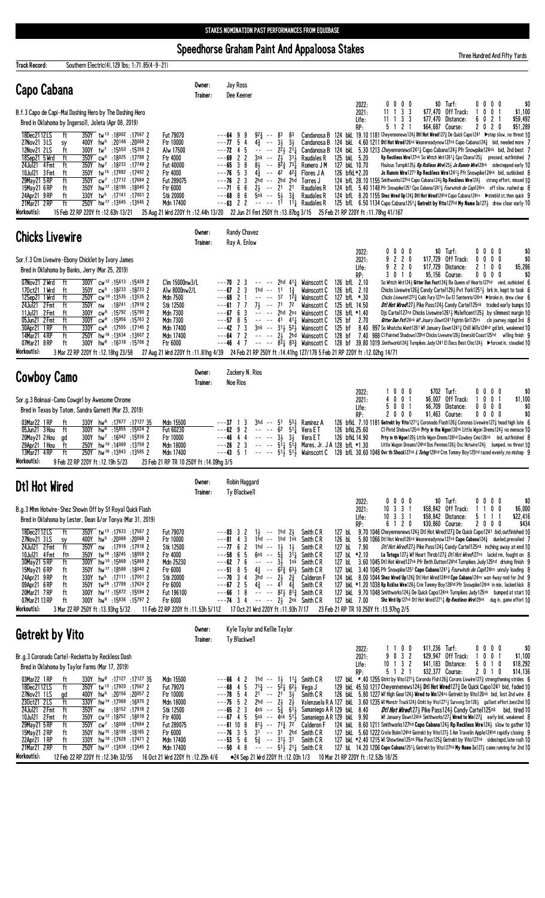STAKES NOMINATION PAST PERFORMANCES FROM EQUIBASE

# Speedhorse Graham Paint And Appaloosa Stakes

Three Hundred And Fifty Yards

**Track Record:** Southern Electric(4),129 lbs; 1:71.85(4-9-21)

## Capo Cabana

Owner: Jay Ross
Trainer: Dee Keener

B.f.3 Capo de Capi-Mai Dashing Hero by The Dashing Hero
Bred in Oklahoma by Ingersoll, Joleta (Apr 08, 2019)

| | | | | | |
|---|---|---|---|---|---|
| 2022: | 0 0 0 0 | $0 | Turf: | 0 0 0 0 | $0 |
| 2021: | 11 1 3 3 | $77,470 | Off Track: | 1 0 0 1 | $1,100 |
| Life: | 11 1 3 3 | $77,470 | Distance: | 6 0 2 1 | $59,492 |
| RP: | 5 1 2 1 | $64,687 | Course: | 2 0 2 0 | $51,289 |

| Date | Trk | Cond | Dist | Fractions | Race | Pos | Finish | Jockey | Wt | Odds | Comment |
|---|---|---|---|---|---|---|---|---|---|---|---|
| 18Dec21 12LS | ft | | 350Y tw13 :18002 :17567 2 | | Fut 79070 | ---64 9 9 | 9 2¾ -- 83 83 | Candanosa B | 124 bL | 19.10 | 1181 Cheyennenews124¾ Dtl Hot Wired127½ De Quick Capo1241 ▶step slow, no threat 10 |
| 27Nov21 3LS | sy | | 400Y hw5 :20148 :20068 2 | | Ftr 10000 | ---77 5 4 | 4¾ -- 3½ 3½ | Candanosa B | 124 bL | 4.60 | 1211 Dtl Hot Wired126nk Weareready now127nk Capo Cabana124¾ bid, needed more 7 |
| 12Nov21 2LS | ft | | 300Y tw7 :15550 :15356 2 | | Alw 17500 | ---72 4 5 | -- -- 2 2½ 2 1¼ | Candanosa B | 124 bkL | 5.30 | 1213 Cheyennenews1241¼ Capo Cabana124½ Pfr Snowpike124nk bid, 2nd best 7 |
| 18Sep21 5 Wrd | ft | | 350Y cw5 :18025 :17788 2 | | Ftr 4000 | ---69 2 2 | 3nk -- 2½ 3 1¾ | Raudales R | 125 bkL | 5.20 | Rp Reckless Wire127nk So Whtch Wnt1261¼ Cpo Cbana125½ pressed, outfinished 7 |
| 24Jul21 4 Fmt | ft | | 350Y hw7 :18233 :17749 2 | | Fut 40000 | ---65 3 8 | 8½ -- 8 2¾ 7 3¼ | Romero J M | 127 bkL | 10.70 | Fbulous Turnpik125½ Rp Rcklss Wire125½ Js Runnin Wire128nk sidestepped early 10 |
| 10Jul21 3 Fmt | ft | | 350Y tw15 :17892 :17492 2 | | Ftr 4000 | ---76 5 3 | 4¾ -- 42 4 2¾ | Flores J A | 126 bfkL | *2.20 | Js Runnin Wire1271 Rp Reckless Wire1241½ Pfr Snowpike124nk bid, outkicked 8 |
| 29May21 5 RP | ft | | 350Y cw7 :17712 :17684 2 | | Fut 289075 | ---76 2 3 | 2hd -- 2hd 2hd | Torres J | 124 bfL | 28.10 | 1155 Smithworks127hd Capo Cabana124½ Rp Reckless Wire124½ strong effort, missed 10 |
| 15May21 6 RP | ft | | 350Y hw17 :18195 :18040 2 | | Ftr 6000 | ---71 6 6 | 2½ -- 21 21 | Raudales R | 124 bfL | 5.40 | 1148 Pfr Snowpike1251 Cpo Cabana1241¼ Fourwinds de Capi124ns off slow, rushed up 8 |
| 24Apr21 9 RP | ft | | 330Y tw5 :17141 :17001 2 | | Stk 20000 | ---68 8 6 | 5nk -- 5½ 3¾ | Raudales R | 124 bfL | 8.20 | 1155 Shez Wired Up124¾ Dtl Hot Wired124hd Capo Cabana124ns ▶stmbld st, then quick 9 |
| 21Mar21 2 RP | ft | | 250Y hw17 :13645 :13645 2 | | Mdn 17400 | ---63 2 2 | -- -- 11 1 1¾ | Raudales R | 125 bfL | 6.50 | 1134 Capo Cabana1251¼ Getrekt by Vito127hd My Name Is127½ drew clear early 10 |

Workout(s): 15 Feb 22 RP 220Y ft :12.63h 13/21   25 Aug 21 Wrd 220Y ft :12.44h 13/20   22 Jun 21 Fmt 250Y ft :13.87bg 3/15   25 Feb 21 RP 220Y ft :11.78hg 41/167

## Chicks Livewire

Owner: Randy Chavez
Trainer: Ray A. Enlow

Sor.f.3 Crm Livewire-Ebony Chicklet by Ivory James
Bred in Oklahoma by Banks, Jerry (Mar 25, 2019)

| | | | | | |
|---|---|---|---|---|---|
| 2022: | 0 0 0 0 | $0 | Turf: | 0 0 0 0 | $0 |
| 2021: | 9 2 2 0 | $17,729 | Off Track: | 0 0 0 0 | $0 |
| Life: | 9 2 2 0 | $17,729 | Distance: | 2 1 0 0 | $5,286 |
| RP: | 3 0 1 0 | $5,156 | Course: | 0 0 0 0 | $0 |

| Date | Trk | Cond | Dist | Fractions | Race | Pos | Finish | Jockey | Wt | Odds | Comment |
|---|---|---|---|---|---|---|---|---|---|---|---|
| 07Nov21 2 Wrd | ft | | 300Y cw12 :15613 :15428 2 | | Clm 15000nw3/L | ---70 2 3 | -- -- 2hd 4 1¼ | Wainscott C | 126 bfL | 2.10 | So Whtch Wnt124½ Gitter Dun Fast124½ Ba Queen of Hearts127hd vied, outkicked 6 |
| 17Oct21 1 Wrd | ft | | 350Y cw5 :18233 :18233 2 | | Alw 8000nw2/L | ---67 2 3 | 1hd -- 11 1¾ | Wainscott C | 126 bfL | 2.10 | Chicks Livewire126¾ Candy Cartel129½ Pvt York1251½ brk in, kept to task 6 |
| 12Sep21 1 Wrd | ft | | 250Y cw10 :13535 :13535 2 | | Mdn 7500 | ---68 2 1 | -- -- 12 1 2¾ | Wainscott C | 127 bfL | *.30 | Chicks Livewire127¾ Cuds Fury127ns Ew El Sentenrio124nk ▶broke in, drew clear 6 |
| 24Jul21 2 Fmt | ft | | 350Y nw :18241 :17918 2 | | Stk 12500 | ---61 7 7 | 7½ -- 71 72 | Wainscott C | 125 bfL | 14.50 | Dtl Hot Wired127½ Pike Pass124½ Candy Cartel125nk traded early bumps 10 |
| 11Jul21 2 Fmt | ft | | 300Y cw9 :15792 :15790 2 | | Mdn 7300 | ---67 6 3 | -- -- 2hd 2ns | Wainscott C | 126 bfL | *1.40 | Djs Cartel127ns Chicks Livewire126½ Maleficent125½ by slimmest margin 10 |
| 05Jun21 2 Fmt | ft | | 300Y cw8 :15956 :15763 2 | | Mdn 7300 | ---57 8 5 | -- -- 41 4 1¼ | Wainscott C | 125 bf | 2.70 | Gitter Dun Fst124nk Wf Jnuary Dawn1241 Fightin Girl125ns cln journey, nippd 3rd 8 |
| 30Apr21 1 RP | ft | | 330Y cw6 :17555 :17145 2 | | Mdn 17400 | ---42 7 3 | 3nk -- 3 1½ 5 2½ | Wainscott C | 125 bf | 8.40 | 997 So Whatcha Want1261 Wf January Dawn1241¼ Chill Wills124hd gd brk, weakened 10 |
| 14Mar21 4 RP | ft | | 250Y hw16 :13634 :13607 2 | | Mdn 17400 | ---64 7 2 | -- -- 2½ 2hd | Wainscott C | 128 bf | 7.40 | 988 Cl Painted Shadows129hd Chicks Livewire128½ Emerald Coast125hd willing finish 9 |
| 07Mar21 8 RP | ft | | 300Y hw8 :16318 :15706 2 | | Ftr 6000 | ---46 4 7 | -- -- 8 3¼ 8 3¾ | Wainscott C | 128 bf | 39.80 | 1019 Smithworks124½ Turnpikes Judy1241 El Docs Best Chic124½ ▶forced in, steadied 10 |

Workout(s): 3 Mar 22 RP 220Y ft :12.18hg 23/58   27 Aug 21 Wrd 220Y ft :11.81hg 4/39   24 Feb 21 RP 250Y ft :14.41hg 127/178 5 Feb 21 RP 220Y ft :12.02hg 14/71

## Cowboy Camo

Owner: Zackery N. Rios
Trainer: Noe Rios

Sor.g.3 Boknaai-Camo Cowgirl by Awesome Chrome
Bred in Texas by Tatom, Sandra Garnett (Mar 23, 2019)

| | | | | | |
|---|---|---|---|---|---|
| 2022: | 1 0 0 0 | $702 | Turf: | 0 0 0 0 | $0 |
| 2021: | 4 0 0 1 | $6,007 | Off Track: | 1 0 0 1 | $1,100 |
| Life: | 5 0 0 1 | $6,709 | Distance: | 0 0 0 0 | $0 |
| RP: | 2 0 0 0 | $1,463 | Course: | 0 0 0 0 | $0 |

| Date | Trk | Cond | Dist | Fractions | Race | Pos | Finish | Jockey | Wt | Odds | Comment |
|---|---|---|---|---|---|---|---|---|---|---|---|
| 03Mar22 1 RP | ft | | 330Y hw8 :17677 :17127 35 | | Mdn 15500 | ---37 1 3 | 3hd -- 51 5 3½ | Ramirez A | 126 bfkL | 7.10 | 1181 Getrekt by Vito1271¼ Coronado Flash126½ Coronas Livewire127½ head high late 6 |
| 05Jun21 3 Hou | ft | | 300Y hw6 :15855 :15624 2 | | Fut 60230 | ---62 9 2 | -- -- 62 5 1¼ | Vera E T | 126 bfkL | 25.60 | Cl Pintd Shdows125nk Prty in the Wgon130nk Little Wgon Drems124½ no menace 10 |
| 20May21 2 Hou | gd | | 300Y hw7 :16042 :15936 2 | | Ftr 10000 | ---46 4 4 | -- -- 3½ 3½ | Vera E T | 126 bfkL | 14.90 | Prty in th Wgon129½ Little Wgon Drems126hd Cowboy Cmo126nk bid, outfinished 8 |
| 29Apr21 1 Hou | ft | | 250Y hw10 :14069 :13759 2 | | Mdn 18000 | ---26 2 3 | -- -- 5 1¼ 5 1¾ | Mares, Jr. J A | 128 bfL | *1.30 | Little Wagon Dreams126hd Dos Pennies126½ Osc Hotwire124¾ bumped, no threat 10 |
| 13Mar21 4 RP | ft | | 250Y hw16 :13843 :13585 2 | | Mdn 17400 | ---43 5 1 | -- -- 5 1½ 5 1½ | Wainscott C | 128 bfL | 30.60 | 1048 Ovr th Shock127nk L Totug129hd Crm Tommy Boy125hd raced evenly, no mishap 9 |

Workout(s): 9 Feb 22 RP 220Y ft :12.19h 5/23   23 Feb 21 RP TR 10 250Y ft :14.09hg 3/5

## Dtl Hot Wired

Owner: Robin Haggard
Trainer: Ty Blackwell

B.g.3 Mhm Hotwire-Shez Showin Off by Sf Royal Quick Flash
Bred in Oklahoma by Lester, Dean &/or Tonya (Mar 31, 2019)

| | | | | | |
|---|---|---|---|---|---|
| 2022: | 0 0 0 0 | $0 | Turf: | 0 0 0 0 | $0 |
| 2021: | 10 3 3 1 | $58,842 | Off Track: | 1 1 0 0 | $6,000 |
| Life: | 10 3 3 1 | $58,842 | Distance: | 5 1 1 1 | $22,416 |
| RP: | 6 1 2 0 | $30,660 | Course: | 0 0 0 0 | $434 |

| Date | Trk | Cond | Dist | Fractions | Race | Pos | Finish | Jockey | Wt | Odds | Comment |
|---|---|---|---|---|---|---|---|---|---|---|---|
| 18Dec21 12LS | ft | | 350Y tw13 :17633 :17567 2 | | Fut 79070 | ---83 3 2 | 1½ -- 1hd 2½ | Smith C R | 127 bL | 9.70 | 1046 Cheyennenews124½ Dtl Hot Wired127½ De Quick Capo1241 bid, outfinished 10 |
| 27Nov21 3LS | sy | | 400Y hw5 :20068 :20068 2 | | Ftr 10000 | ---81 4 3 | 1hd -- 1hd 1nk | Smith C R | 126 bL | 5.80 | 1066 Dtl Hot Wired126nk Weareready now127nk Capo Cabana124½ dueled, prevailed 7 |
| 24Jul21 2 Fmt | ft | | 350Y nw :17918 :17918 2 | | Stk 12500 | ---77 6 2 | 1hd -- 1½ 1½ | Smith C R | 127 bL | 7.90 | Dtl Hot Wired127½ Pike Pass124½ Candy Cartel125nk inching away at end 10 |
| 10Jul21 4 Fmt | fts | | 350Y tw19 :18245 :18059 2 | | Ftr 4000 | ---58 6 5 | 6nk -- 5¾ 5 1¼ | Smith C R | 127 bL | *2.10 | La Totuga127½ Wf Heart Throb127½ Dtl Hot Wired127ns lacked rm, fought on 8 |
| 30May21 5 RP | ft | | 300Y hw10 :15869 :15869 2 | | Mdn 25230 | ---62 7 6 | -- -- 3½ 1nk | Smith C R | 127 bL | 3.60 | 1045 Dtl Hot Wired127nk Pfr Beth Dutton124hd Turnpikes Judy125hd driving finish 9 |
| 15May21 6 RP | ft | | 350Y hw17 :18588 :18040 2 | | Ftr 6000 | ---51 8 5 | 4¾ -- 6 2¾ 6 3½ | Smith C R | 127 bL | 3.40 | 1045 Pfr Snowpike1251 Capo Cabana1241¼ Fourwinds de Capi124ns unruly loading 8 |
| 24Apr21 9 RP | ft | | 330Y tw5 :17111 :17001 2 | | Stk 20000 | ---70 3 4 | 3hd -- 2½ 2¾ | Calderon F | 124 bkL | 8.00 | 1044 Shez Wired Up124¾ Dtl Hot Wired124hd Cpo Cabana124ns won 4way nod for 2nd 9 |
| 09Apr21 6 RP | ft | | 350Y tw28 :17789 :17624 2 | | Ftr 6000 | ---67 2 5 | 4¾ -- 41 4¾ | Smith C R | 127 bkL | *1.20 | 1038 Rp Rcklss Wire126½ Crm Tommy Boy126hd Pfr Snowpike124nk in mix, lacked kick 8 |
| 20Mar21 7 RP | ft | | 300Y hw11 :15872 :15594 2 | | Fut 196100 | ---66 1 8 | -- -- 8 2½ 8 1¾ | Smith C R | 127 bkL | 9.70 | 1048 Smithworks124½ De Quick Capo124nk Turnpikes Judy125nk bumped at start 10 |
| 07Mar21 13RP | ft | | 300Y hw8 :15836 :15797 2 | | Ftr 6000 | ---74 3 4 | -- -- 2½ 2nk | Smith C R | 127 bkL | 7.00 | Shz Wird Up127nk Dtl Hot Wired1271¼ Rp Reckless Wire129nk dug in, game effort 10 |

Workout(s): 3 Mar 22 RP 250Y ft :13.93hg 5/32   11 Feb 22 RP 220Y ft :11.53h 5/112   17 Oct 21 Wrd 220Y ft :11.93h 7/17   23 Feb 21 RP TR 10 250Y ft :13.97bg 2/5

## Getrekt by Vito

Owner: Kyle Taylor and Kellie Taylor
Trainer: Ty Blackwell

Br.g.3 Coronado Cartel-Recketta by Reckless Dash
Bred in Oklahoma by Taylor Farms (Mar 17, 2019)

| | | | | | |
|---|---|---|---|---|---|
| 2022: | 1 1 0 0 | $11,236 | Turf: | 0 0 0 0 | $0 |
| 2021: | 9 0 3 2 | $29,947 | Off Track: | 1 0 0 1 | $1,100 |
| Life: | 10 1 3 2 | $41,183 | Distance: | 5 0 1 0 | $18,292 |
| RP: | 5 1 2 1 | $32,377 | Course: | 2 0 1 0 | $14,136 |

| Date | Trk | Cond | Dist | Fractions | Race | Pos | Finish | Jockey | Wt | Odds | Comment |
|---|---|---|---|---|---|---|---|---|---|---|---|
| 03Mar22 1 RP | ft | | 330Y hw8 :17127 :17127 35 | | Mdn 15500 | ---66 4 2 | 1hd -- 1½ 1 1¼ | Smith C R | 127 bkL | *.40 | 1255 Gtrkt by Vto1271¼ Corondo Flsh126½ Corons Livwire127½ strengthening strides 6 |
| 18Dec21 12LS | ft | | 350Y tw13 :17920 :17567 2 | | Fut 79070 | ---68 4 5 | 7 1¾ -- 5 2¼ 6 2½ | Vega J | 129 bkL | 45.50 | 1217 Cheyennenews124½ Dtl Hot Wired127½ De Quick Capo1241 bid, faded 10 |
| 27Nov21 1LS | gd | | 400Y hw5 :20156 :20057 2 | | Ftr 10000 | ---78 5 4 | 21 -- 21 3½ | Smith C R | 126 bkL | 5.80 | 1227 Wf High Gear124½ Wired to Win124ns Getrekt by Vito126nk bid, lost 2nd wire 8 |
| 23Oct21 2LS | ft | | 330Y hw14 :17068 :16970 2 | | Mdn 18000 | ---75 5 2 | 2hd -- 2½ 2½ | Valenzuela R A | 127 bkL | 3.60 | 1235 Wl Monstr Truck124½ Gtrkt by Vto127½ Survvng Str126½ gallant effort, best2nd 10 |
| 24Jul21 2 Fmt | ft | | 350Y nw :18152 :17918 2 | | Stk 12500 | ---65 2 3 | 4nk -- 5¾ 6 1½ | Samaniego A R | 129 bkL | 8.40 | Dtl Hot Wired127½ Pike Pass124½ Candy Cartel125nk bid, tired 10 |
| 10Jul21 4 Fmt | ft | | 350Y cw12 :18252 :18019 2 | | Ftr 4000 | ---67 4 5 | 5nk -- 4nk 5 1½ | Samaniego A R | 129 bkL | 9.90 | Wf January Dawn124nk Smithworks1271¼ Wired to Win127½ early bid, weakened 8 |
| 29May21 5 RP | ft | | 350Y cw7 :18006 :17684 2 | | Fut 289075 | ---61 10 8 | 8 1½ -- 7 1¾ 72 | Calderon F | 124 bkL | 8.60 | 1211 Smithworks127hd Capo Cabana124½ Rp Reckless Wire124½ slow to gather 10 |
| 15May21 2 RP | ft | | 350Y hw15 :18190 :18165 2 | | Ftr 6000 | ---76 3 5 | 31 -- 31 2hd | Smith C R | 127 bkL | 5.60 | 1222 Crole Bskin124hd Getrekt by Vito127½ I Am Travelin Apple124hd rapidly closing 9 |
| 22Apr21 1 RP | ft | | 330Y hw10 :17628 :17471 2 | | Mdn 17400 | ---53 5 6 | 5¾ -- 3 1½ 31 | Smith C R | 127 bkL | *2.40 | 1215 Wl Showtime125nk Pike Pass125½ Getrekt by Vito127nk sidestepd, late rush 10 |
| 21Mar21 2 RP | ft | | 250Y hw17 :13838 :13645 2 | | Mdn 17400 | ---50 4 8 | -- -- 5 1½ 2 1¼ | Smith C R | 127 bL | 14.20 | 1206 Capo Cabana1251¼ Getrekt by Vito127hd My Name Is127½ came running for 2nd 10 |

Workout(s): 12 Feb 22 RP 220Y ft :12.34h 32/55   16 Oct 21 Wrd 220Y ft :12.25h 4/6   ●24 Sep 21 Wrd 220Y ft :12.03h 1/3   10 Mar 21 RP 220Y ft :12.52b 18/25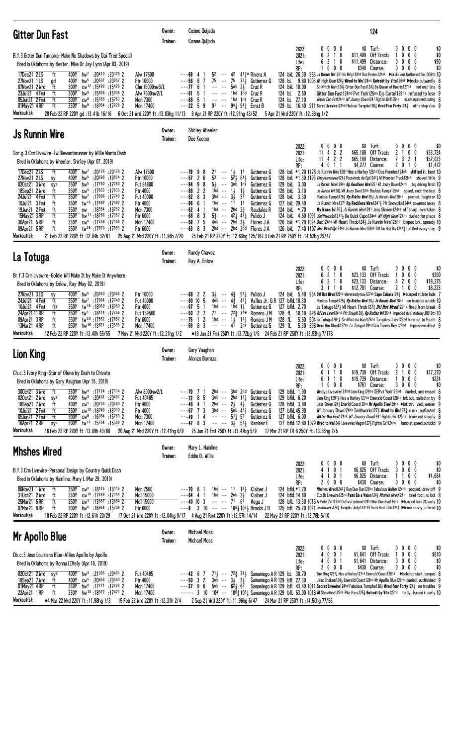## Gitter Dun Fast

Owner: Cosme Quijada
Trainer: Cosme Quijada

**124**

B.f.3 Gitter Dun Turnpike-Make No Shadows by Oak Tree Special
Bred in Oklahoma by Hester, Mike Or Jay Lynn (Apr 03, 2019)

| | | | | | |
|---|---|---|---|---|---|
| 2022: | 0 0 0 0 | $0 | Turf: | 0 0 0 0 | $0 |
| 2021: | 6 2 1 0 | $11,499 | Off Track: | 1 0 0 0 | $0 |
| Life: | 6 2 1 0 | $11,499 | Distance: | 0 0 0 0 | $90 |
| RP: | 1 0 0 0 | $340 | Course: | 0 0 0 0 | $0 |

```
17Dec21 2LS   ft   400Y hw7 :20410 :20178 2   Alw 17500       ---69 4 1  52 -- 42 41¼* Rivera A    124 bkL 26.30 983 Js Runnin Wir1281 Hs Hrly128hd Dos Pnnies124nk ▶broke out,bothered foe,DQ9th 10
27Nov21 1LS   gd   400Y hw5 :20607 :20057 2   Ftr 10000       ---58 8 7  75 -- 75 73¼ Gutierrez G  128 bL   9.80 1003 Wf High Gear124½ Wired to Win124ns Getrekt by Vito126nk ▶broke outwardly 8
07Nov21 2Wrd  ft   300Y cw12 :15492 :15428 2  Clm 15000nw3/L  ---77 6 1  -- -- 5nk 2½ Cruz R       124 bkL 10.00     So Whtch Want124½ Gitter Dun Fast124½ Ba Queen of Hearts127hd not enuf late 6
23Jul21 4Fmt  ft   300Y hw9 :15936 :15936 2   Alw 7500nw2/L   ---61 5 1  -- -- 1hd 1hd Cruz R      124 bL   2.60     Gitter Dun Fast124hd Pvt York125ns Djs Cartel129nk refused to lose 9
05Jun21 2Fmt  ft   300Y cw8 :15763 :15763 2   Mdn 7300        ---68 5 1  -- -- 1hd 1nk Cruz R      124 bL  27.10     Gitter Dun Fst124nk Wf Jnuary Dawn1241 Fightin Gir1125ns much improved outing 8
01May21 4RP   ft   330Y hw4 :18054 :17228 2   Mdn 17400       ---22 5 9  91 -- 94¼ 94¾ Ernst B      129 bL  16.40 911 Scret Livewire124hd Fbulous Turnpike126½ Wired Four Forty124½ off a step slow 9
```

Workout(s): 28 Feb 22 RP 220Y gd :13.41b 16/16 &nbsp; 6 Oct 21 Wrd 220Y ft :13.03hg 11/13 &nbsp; 8 Apr 21 RP 220Y ft :12.91hg 43/52 &nbsp; 5 Apr 21 Wrd 220Y ft :12.88hg 1/2

## Js Runnin Wire

Owner: Shirley Wheeler
Trainer: Dee Keener

Sor.g.3 Crm Livewire-Iwilliewantarunner by Willie Wanta Dash
Bred in Oklahoma by Wheeler, Shirley (Apr 07, 2019)

| | | | | | |
|---|---|---|---|---|---|
| 2022: | 0 0 0 0 | $0 | Turf: | 0 0 0 0 | $0 |
| 2021: | 11 4 2 2 | $65,188 | Off Track: | 2 1 0 0 | $33,724 |
| Life: | 11 4 2 2 | $65,188 | Distance: | 7 3 2 1 | $52,033 |
| RP: | 4 0 1 1 | $4,277 | Course: | 2 0 1 0 | $1,472 |

```
17Dec21 2LS   ft   400Y hw7 :20178 :20178 2   Alw 17500   ---79 9 8  21 -- 1½ 11  Gutierrez G  128 bkL *1.20 1178 Js Runnin Wire1281 Hes a Harley128hd Dos Pennies124nk shifted in, best 10
27Nov21 2LS   sy   400Y hw5 :20598 :19854 2   Ftr 10000   ---57 2 6  53 -- 52¾ 64½ Gutierrez G 128 bkL *1.30 1193 Cheyennenews124¾ Fourwinds de Cpi1242¾ Ml Monster Truck126nk showed little 9
02Oct21 3Wrd  sys  400Y hw5 :17760 :17760 2   Fut 84800   ---94 9 8  5½ -- 3nk 1nk Gutierrez G  129 bkL  3.00     Js Runnin Wire129nk Rp Reckless Wire125¹ Wf Jnury Dawn124nk big driving finish 10
18Sep21 2Wrd  ft   350Y cw5 :17633 :17633 2   Ftr 4000    ---88 2 2  1hd -- 1½ 1¾  Gutierrez G  128 bkL  3.10     Js Runnn Wir128¾ Wf Jnury Dwn124nk Fbulous Turnpk125nk speed, much the best 8
24Jul21 4Fmt  ft   350Y hw7 :17899 :17749 2   Ftr 40000   ---82 8 3  3hd -- 3½ 31  Gutierrez G  128 bkL  3.30     Fbulous Turnpk125½ Rp Rcklss Wire125½ Js Runnin Wire128nk pinched, fought on 10
10Jul21 3Fmt  ft   350Y tw15 :17492 :17492 2  Ftr 4000    ---96 6 1  1hd -- 11 11  Gutierrez G   127 bkL 29.40     Js Runnin Wire1271 Rp Reckless Wire1241½ Pfr Snowpike124nk powered away 8
19Jun21 2Fmt  ft   350Y nw :18354 :18252 2        Mdn 7300    ---62 4 1  1hd -- 2hd 2¾ Raudales R   124 bkL  *.70     My Name Is126¾ Js Runnin Wire1241 Jess Shakem124ns off sharp, overtaken 8
15May21 3RP   ft   350Y hw11 :18268 :17952 2  Ftr 6000    ---68 8 3  5¾ -- 42¾ 41¾ Pulido J     124 bkL  4.60 1091 Smithworks1271½ De Quick Capo124nk Wf High Gear124hd dueled for place 8
30Apr21 5RP   ft   330Y cw6 :17238 :17166 2   Mdn 17400   ---59 7 5  4nk -- 2hd 3½ Flores J A   126 bkL *1.20 1094 Dax124ns Wf Heart Throb124½ Js Runnin Wire126hd bmped brk, speedy 10
09Apr21 5RP   ft   350Y tw28 :17870 :17853 2  Ftr 6000    ---63 8 3  2hd -- 2hd 2hd Flores J A  126 bkL  7.40 1107 Shz Wred Up124hd Js Runnin Wire126nk Dtl Im Hot Div1241½ battled every step 9
```

Workout(s): 21 Feb 22 RP 220Y ft :12.84b 32/61 &nbsp; 25 Aug 21 Wrd 220Y ft :11.96h 7/20 &nbsp; 25 Feb 21 RP 220Y ft :12.63hg 125/167 3 Feb 21 RP 250Y ft :14.52bg 29/47

## La Totuga

Owner: Randy Chavez
Trainer: Ray A. Enlow

Br.f.3 Crm Livewire-Goldie Will Make It by Make It Anywhere
Bred in Oklahoma by Enlow, Ray (May 02, 2019)

| | | | | | |
|---|---|---|---|---|---|
| 2022: | 0 0 0 0 | $0 | Turf: | 0 0 0 0 | $0 |
| 2021: | 6 2 1 0 | $23,133 | Off Track: | 1 0 0 0 | $300 |
| Life: | 6 2 1 0 | $23,133 | Distance: | 4 2 0 0 | $18,275 |
| RP: | 3 1 1 0 | $12,781 | Course: | 2 1 0 0 | $8,223 |

```
27Nov21 3LS   sy   400Y hw5 :20350 :20068 2   Ftr 10000    ---68 2 2  3½ -- 4¾ 51¾ Pulido J          124 bkL  5.40 964 Dtl Hot Wired126nk Mereeradynow127nk Capo Cabana124½ ▶bumped st,late fade 7
24Jul21 4Fmt  ft   350Y hw7 :17924 :17749 2   Ftr 40000    ---80 10 5 4nk -- 4¾ 41¼ Valles Jr. G R 127 bfkL 10.30     Fbulous Turnpik125½ Rp Rcklss Wre125½ Js Runnin Wire128nk no troubles outside 10
10Jul21 4Fmt  fts  350Y tw19 :18059 :18059 2  Ftr 4000     ---67 5 1  1hd -- 1hd 1½ Gutierrez G      127 bfkL 2.70     La Totuga127½ Wf Heart Throb127¾ Dtl Hot Wired127ns fired from break 8
24Apr21 11RP  ft   350Y tw5 :18414 :17766 2   Fut 159500   ---50 2 7  71 -- 72¾ 74* Romero J M       128 fL  10.10 926 Rf Lvs Lvwr124hd Pfr Snwpk128½ Rp Rcklss Wr125hd impeded rival midway,DQ10th 10
09Apr21 3RP   ft   350Y tw20 :17652 :17652 2  Ftr 6000     ---75 1 2  1hd -- 1½ 11¾ Romero J M       128 fL   5.60 904 La Totuga1281¾ So Whatcha Want126ns Turnpikes Judy125hd bore out to 9 path 8
13Mar21 4RP   ft   250Y hw16 :13621 :13585 2  Mdn 17400    ---59 8 3  -- -- 41 2nk Gutierrez G       129 fL   5.30 898 Over the Shock127nk La Totuga129hd Crm Tommy Boy125hd impressive debut 9
```

Workout(s): 12 Feb 22 RP 220Y ft :13.40h 55/55 &nbsp; 7 Nov 21 Wrd 220Y ft :12.21hg 1/2 &nbsp; ●18 Jun 21 Fmt 250Y ft :13.72bg 1/6 &nbsp; 24 Feb 21 RP 250Y ft :13.53hg 7/178

## Lion King

Owner: Gary Vaughan
Trainer: Alonzo Barraza

Ch.c.3 Ivory King-Star of Olene by Dash to Chivato
Bred in Oklahoma by Gary Vaughan (Apr 15, 2019)

| | | | | | |
|---|---|---|---|---|---|
| 2022: | 0 0 0 0 | $0 | Turf: | 0 0 0 0 | $0 |
| 2021: | 6 1 1 0 | $19,739 | Off Track: | 2 1 0 0 | $17,270 |
| Life: | 6 1 1 0 | $19,739 | Distance: | 1 0 0 0 | $224 |
| RP: | 1 0 0 0 | $761 | Course: | 0 0 0 0 | $0 |

```
30Oct21 3Wrd  ft   330Y hw4 :17124 :17114 2   Alw 8000nw2/L  ---70 7 1  2hd -- 3hd 2hd Gutierrez G  129 bfkL 1.90     Windys Livewire124hd Lion King129ns DHPvt York125hd dueled, just missed 8
02Oct21 2Wrd  sys  400Y hw3 :20401 :20401 2   Fut 40485      ---72 8 5  3nk -- 2hd 11¼ Gutierrez G  129 bfkL 6.20     Lion King1291¼ Hes a Harley127nk Emerald Coast128hd brk out, sailed on by 8
18Sep21 7Wrd  ft   400Y cw5 :20703 :20580 2   Ftr 4000       ---48 4 1  2hd -- 2½ 4¾ Gutierrez G   128 bfkL 3.80     Jess Shkem124½ Emerld Coast128ns Mr Apollo Blue129nk ▶brk thru, vied, weaken 9
10Jul21 2Fmt  ft   350Y cw12 :18249 :18019 2  Ftr 4000       ---67 7 3  3hd -- 5nk 41½ Gutierrez G  127 bfkL 45.90    Wf January Dawn124nk Smithworks127½ Wired to Win127¾ in mix, outlasted 8
05Jun21 2Fmt  ft   300Y cw8 :16084 :15763 2   Mdn 7300       ---49 1 4  -- -- 51¾ 52 Gutierrez G   127 bfkL 6.00     Gitter Dun Fast124nk Wf January Dawn1241 Fightin Girl125ns broke out sharply 8
16Apr21 2RP   sys  300Y tw17 :15764 :15509 2  Mdn 17400      ---47 8 3  -- -- 3½ 51½ Ramirez E     127 bfkL 12.80 1079 Wired to Win124½ Livewires Wagon127½ Fightin Gir1124ns bump st,speed,outkickd 9
```

Workout(s): 16 Feb 22 RP 220Y ft :13.09h 43/60 &nbsp; 20 Aug 21 Wrd 220Y ft :12.41hg 6/9 &nbsp; 25 Jun 21 Fmt 250Y ft :13.47bg 5/9 &nbsp; 17 Mar 21 RP TR 8 250Y ft :13.86hg 2/5

## Mhshes Wired

Owner: Mary L. Hainline
Trainer: Eddie D. Willis

B.f.3 Crm Livewire-Personal Ensign by Country Quick Dash
Bred in Oklahoma by Hainline, Mary L (Mar 29, 2019)

| | | | | | |
|---|---|---|---|---|---|
| 2022: | 0 0 0 0 | $0 | Turf: | 0 0 0 0 | $0 |
| 2021: | 4 1 0 1 | $6,025 | Off Track: | 0 0 0 0 | $0 |
| Life: | 4 1 0 1 | $6,025 | Distance: | 1 1 0 0 | $4,684 |
| RP: | 2 0 0 0 | $430 | Course: | 0 0 0 0 | $0 |

```
06Nov21 1Wrd  ft   350Y cw8 :18115 :18115 2   Mdn 7500    ---70 6 1  1hd -- 11 12¼ Klaiber J    124 bfkL*1.70     Mhshes Wired1242¼ Run Due Run126ns Fabulous Walter124nk popped, drew off 9
31Oct21 2Wrd  ft   330Y cw10 :17249 :17144 2  Mcl 15000   ---64 4 1  1hd -- 2nk 3¾ Klaiber J    124 bfkL 14.60    Cuz Ib Livewire125nk Paint Em a Vision124¾ Mhshes Wired1241 brief foot, no kick 8
25Mar21 5RP   ft   250Y cw4 :13887 :13684 2   Mcl 15000   ---40 10 3 -- -- 71 61 Vega J         128 bfL 13.30 1015 A Pintd Zv1127hd Outlwsttofmind124hd Run Due Run124nk ▶bumped hard 2X early 10
07Mar21 8RP   ft   300Y hw8 :16954 :15706 2   Ftr 6000    ---9  3 10 -- -- 106¾ 107¾ Brooks J D  125 bfL 25.70 1021 Smithworks124½ Turnpiks Judy1241 El Docs Best Chic124½ ▶broke slowly, altered 10
```

Workout(s): 18 Feb 22 RP 220Y ft :12.61h 20/29 &nbsp; 17 Oct 21 Wrd 220Y ft :12.04hg 9/17 &nbsp; 4 Aug 21 Rmt 220Y ft :12.57h 14/14 &nbsp; 22 May 21 RP 220Y ft :12.78b 5/10

## Mr Apollo Blue

Owner: Michael Moss
Trainer: Michael Moss

Db.c.3 Jess Louisiana Blue-Allies Apollo by Apollo
Bred in Oklahoma by Ronna LIVely (Apr 16, 2019)

| | | | | | |
|---|---|---|---|---|---|
| 2022: | 0 0 0 0 | $0 | Turf: | 0 0 0 0 | $0 |
| 2021: | 4 0 0 1 | $1,641 | Off Track: | 1 0 0 0 | $810 |
| Life: | 4 0 0 1 | $1,641 | Distance: | 0 0 0 0 | $0 |
| RP: | 2 0 0 0 | $430 | Course: | 0 0 0 0 | $0 |

```
02Oct21 2Wrd  sys  400Y hw3 :21093 :20401 2   Fut 40485   ---42 6 7  71½ -- 72¾ 74½ Samaniego A R 129 bL 30.70     Lion King1291¼ Hes a Harley127nk Emerald Coast128hd ▶bobbled start, bumped 8
18Sep21 7Wrd  ft   400Y cw5 :20655 :20580 2   Ftr 4000    ---50 3 2  3nk -- 3½ 3½ Samaniego A R 129 bfL 27.30     Jess Shakem124½ Emerald Coast128ns Mr Apollo Blue129nk dueled, outfinished 9
01May21 4RP   ft   330Y hw9 :17771 :17228 2   Mdn 17400   ---37 9 6  5nk -- 62½ 63 Samaniego A R 129 bfL 43.40 1011 Secret Livewire124hd Fabulous Turnpike126½ Wired Four Forty124½ no troubles 9
22Apr21 1RP   ft   330Y hw10 :18872 :17471 2  Mdn 17400   ----- 3 10 104 -- 106½ 108¼ Samaniego A R 129 bfL 63.00 1018 Wf Showtime125nk Pike Pass125¾ Getrekt by Vito127nk tardy, forced in early 10
```

Workout(s): ●4 Mar 22 Wrd 220Y ft :11.88hg 1/3 &nbsp; 15 Feb 22 Wrd 220Y ft :12.31h 2/4 &nbsp; 2 Sep 21 Wrd 220Y ft :11.96hg 6/47 &nbsp; 24 Mar 21 RP 250Y ft :14.50hg 77/86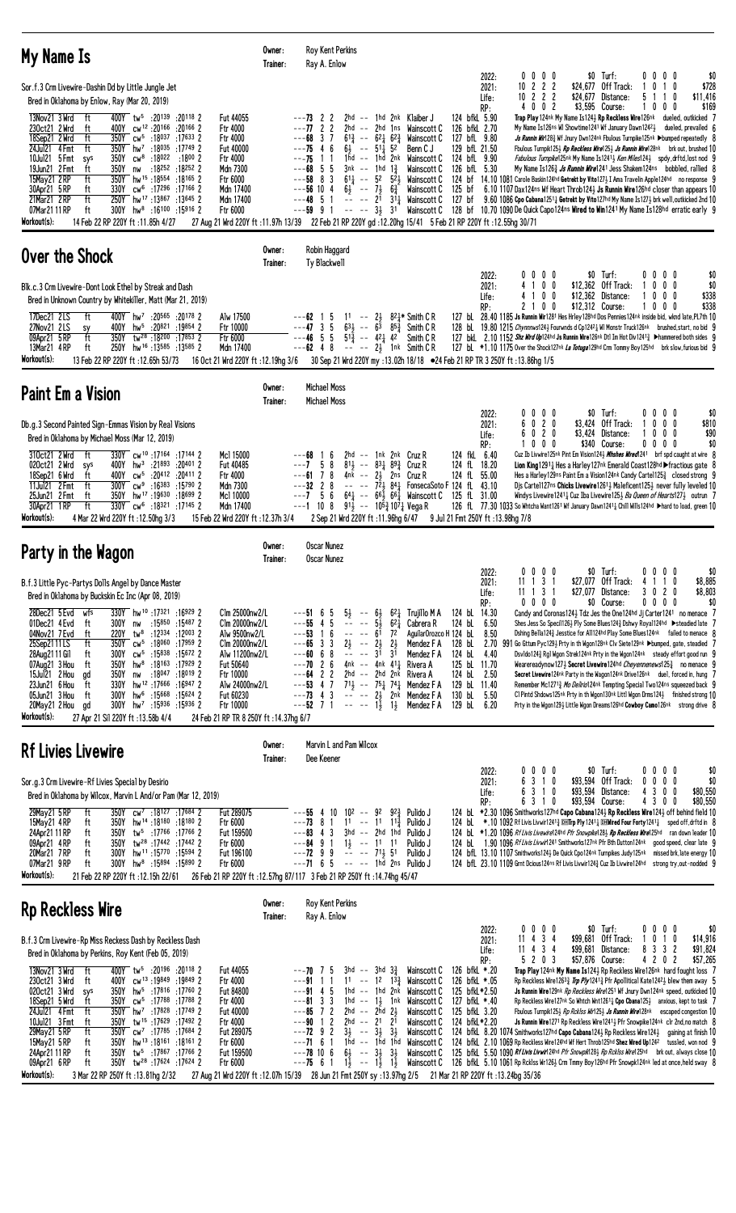## My Name Is

Owner: Roy Kent Perkins
Trainer: Ray A. Enlow

Sor.f.3 Crm Livewire-Dashin Dd by Little Jungle Jet
Bred in Oklahoma by Enlow, Ray (Mar 20, 2019)

| | | | | | | |
|---|---|---|---|---|---|---|
| 2022: | 0 0 0 0 | $0 | Turf: | 0 0 0 0 | $0 |
| 2021: | 10 2 2 2 | $24,677 | Off Track: | 1 0 1 0 | $728 |
| Life: | 10 2 2 2 | $24,677 | Distance: | 5 1 1 0 | $11,416 |
| RP: | 4 0 0 2 | $3,595 | Course: | 1 0 0 0 | $169 |

13Nov21 3 Wrd ft 400Y tw5 :20139 :20118 2 Fut 44055 ---77 2 2 2hd -- 1hd 2nk Klaiber J 124 bfkL 5.90 Trap Play124nk My Name Is124½ Rp Reckless Wire126nk dueled, outkicked 7
23Oct21 2 Wrd ft 400Y cw12 :20166 :20166 2 Ftr 4000 ---77 2 2 2hd -- 2hd 1ns Wainscott C 126 bfkL 2.70 My Name Is126ns Wl Showtime1241 Wf January Dawn124²½ dueled, prevailed 6
18Sep21 2 Wrd ft 350Y cw5 :18037 :17633 2 Ftr 4000 ---68 3 7 6¹½ -- 6²½ 6²¾ Wainscott C 127 bfL 9.80 Js Runnin Wr128½ Wf Jnury Dwn124nk Fbulous Turnpike125nk ▶bumped repeatedly 8
24Jul21 4 Fmt ft 350Y hw7 :18035 :17749 2 Fut 40000 ---75 4 6 6½ -- 5¹½ 5² Benn C J 129 bfL 21.50 Fbulous Turnpik125½ Rp Reckless Wire125½ Js Runnin Wire128nk brk out, brushed 10
10Jul21 5 Fmt sys 350Y cw8 :18022 :1800 2 Ftr 4000 ---75 1 1 1hd -- 1hd 2nk Wainscott C 124 bfL 9.90 Fabulous Turnpike125nk My Name Is124¹½ Ken Miles124½ spdy,drftd,lost nod 9
19Jun21 2 Fmt ft 350Y nw :18252 :18252 2 Mdn 17400 ---68 5 5 3nk -- 1hd 1¾ Wainscott C 126 bfL 5.30 My Name Is126¾ Js Runnin Wire1241 Jess Shaken124ns bobbled, rallied 8
15May21 2 RP ft 350Y hw15 :18554 :18165 2 Ftr 6000 ---58 8 3 6¹½ -- 5² 5²½ Wainscott C 124 bf 14.10 1081 Carole Baskin124hd Getrekt by Vito127½ I Ama Traveln Apple124hd no response 9
30Apr21 5 RP ft 330Y cw6 :17296 :17166 2 Mdn 17400 ---56 10 4 6½ -- 7½ 6¾ Wainscott C 125 bf 6.10 1107 Dax124ns Wf Heart Throb124½ Js Runnin Wire126hd closer than appears 10
21Mar21 2 RP ft 250Y hw17 :13867 :13645 2 Mdn 17400 ---48 5 1 -- -- 2¹ 3¹¼ Wainscott C 127 bf 9.60 1086 Cpo Cabana125¹½ Getrekt by Vito127hd My Name Is127½ brk well,outkicked 2nd 10
07Mar21 11 RP ft 300Y hw8 :16100 :15916 2 Ftr 6000 ---59 9 1 -- -- 3½ 3¹ Wainscott C 128 bf 10.70 1090 De Quick Capo124ns Wired to Win1241 My Name Is128hd erratic early 9

Workout(s): 14 Feb 22 RP 220Y ft :11.85h 4/27 27 Aug 21 Wrd 220Y ft :11.97h 13/39 22 Feb 21 RP 220Y gd :12.20hg 15/41 5 Feb 21 RP 220Y ft :12.55hg 30/71

## Over the Shock

Owner: Robin Haggard
Trainer: Ty Blackwell

Blk.c.3 Crm Livewire-Dont Look Ethel by Streak and Dash
Bred in Unknown Country by Whitekiller, Matt (Mar 21, 2019)

| | | | | | | |
|---|---|---|---|---|---|---|
| 2022: | 0 0 0 0 | $0 | Turf: | 0 0 0 0 | $0 |
| 2021: | 4 1 0 0 | $12,362 | Off Track: | 1 0 0 0 | $0 |
| Life: | 4 1 0 0 | $12,362 | Distance: | 1 0 0 0 | $338 |
| RP: | 2 1 0 0 | $12,312 | Course: | 1 0 0 0 | $338 |

17Dec21 2 LS ft 400Y hw7 :20565 :20178 2 Alw 17500 ---62 1 5 1¹ -- 2½ 8²¼* Smith C R 127 bL 28.40 1185 Js Runnin Wr1281 Hes Hrley128hd Dos Pennies124nk inside bid, wknd late,PL7th 10
27Nov21 2 LS sy 400Y hw5 :20821 :19854 2 Ftr 10000 ---47 3 5 6³½ -- 6³ 8⁵¾ Smith C R 128 bL 19.80 1215 Chynnnws124½ Fourwnds d Cp124²½ Wl Monstr Truck126nk brushed,start, no bid 9
09Apr21 5 RP ft 350Y tw28 :18200 :17853 2 Ftr 6000 ---46 5 5 5¹¾ -- 4²½ 4² Smith C R 127 bkL 2.10 1152 Stz Wrd Up124hd Js Runnin Wire126nk Dtl Im Hot Dlv124¹½ ▶hammered both sides 9
13Mar21 4 RP ft 250Y hw16 :13585 :13585 2 Mdn 17400 ---62 4 8 -- -- 2½ 1nk Smith C R 127 bL *1.10 1175 Over the Shock127nk La Tortuga129hd Crm Tommy Boy125hd brk slow,furious bid 9

Workout(s): 13 Feb 22 RP 220Y ft :12.65h 53/73 16 Oct 21 Wrd 220Y ft :12.19hg 3/6 30 Sep 21 Wrd 220Y my :13.02h 18/18 ●24 Feb 21 RP TR 3 250Y ft :13.86hg 1/5

## Paint Em a Vision

Owner: Michael Moss
Trainer: Michael Moss

Db.g.3 Second Painted Sign-Emmas Vision by Real Visions
Bred in Oklahoma by Michael Moss (Mar 12, 2019)

| | | | | | | |
|---|---|---|---|---|---|---|
| 2022: | 0 0 0 0 | $0 | Turf: | 0 0 0 0 | $0 |
| 2021: | 6 0 2 0 | $3,424 | Off Track: | 1 0 0 0 | $810 |
| Life: | 6 0 2 0 | $3,424 | Distance: | 1 0 0 0 | $90 |
| RP: | 1 0 0 0 | $340 | Course: | 0 0 0 0 | $0 |

31Oct21 2 Wrd ft 330Y cw10 :17164 :17144 2 Mcl 15000 ---68 1 6 2hd -- 1nk 2nk Cruz R 124 fkL 6.40 Cuz Ib Livwire125nk Pint Em Vision124½ Wtches Wred1241 brf spd caught at wire 8
02Oct21 2 Wrd sys 400Y hw3 :21893 :20401 2 Fut 40485 ---7 5 8 8¹½ -- 8³¼ 8⁹¾ Cruz R 124 fL 18.20 Lion King1291¼ Hes a Harley127nk Emerald Coast128hd ▶fractious gate 8
18Sep21 6 Wrd ft 400Y cw5 :20412 :20411 2 Ftr 4000 ---61 7 8 4nk -- 2½ 2ns Cruz R 124 fL 55.00 Hes a Harley128ns Paint Em a Vision124nk Candy Cartel125½ closed strong 9
11Jul21 2 Fmt ft 300Y cw9 :16383 :15790 2 Mdn 7300 ---32 2 8 -- -- 7²½ 8⁴½ FonsecaSoto F 124 fL 43.10 Djs Cartel127ns Chicks Livewire126¹½ Maleficent125½ never fully leveled 10
25Jun21 2 Fmt ft 350Y hw17 :19630 :18699 2 Mcl 10000 ---7 5 6 6⁴¼ -- 6⁶½ 6⁶½ Wainscott C 125 fL 31.00 Windys Livewire1241¼ Cuz Iba Livewire125½ Ba Queen of Hearts127½ outrun 7
30Apr21 1 RP ft 330Y cw6 :18321 :17145 2 Mdn 17400 ---1 10 8 9¹½ -- 10⁵½ 10⁷½ Vega R 126 fL 77.30 1033 So Whtcha Mant1261 Wf January Dawn124¹½ Chill Wills124hd ▶hard to load, green 10

Workout(s): 4 Mar 22 Wrd 220Y ft :12.50hg 3/3 15 Feb 22 Wrd 220Y ft :12.37h 3/4 2 Sep 21 Wrd 220Y ft :11.96hg 6/47 9 Jul 21 Fmt 250Y ft :13.98hg 7/8

## Party in the Wagon

Owner: Oscar Nunez
Trainer: Oscar Nunez

B.f.3 Little Pyc-Partys Dolls Angel by Dance Master
Bred in Oklahoma by Kuschke En Inc (Apr 08, 2019)

| | | | | | | |
|---|---|---|---|---|---|---|
| 2022: | 0 0 0 0 | $0 | Turf: | 0 0 0 0 | $0 |
| 2021: | 11 1 3 1 | $27,077 | Off Track: | 4 1 1 0 | $8,885 |
| Life: | 11 1 3 1 | $27,077 | Distance: | 3 0 2 0 | $8,803 |
| RP: | 0 0 0 0 | $0 | Course: | 0 0 0 0 | $0 |

28Dec21 5 Evd wfs 330Y hw10 :17321 :16929 2 Clm 25000nw2/L ---51 6 5 5½ -- 6½ 6²¼ Trujillo M A 124 bL 14.30 Candy and Coronas124¾ Tdz Jes the One124hd Jj Carter1241 no menace 7
01Dec21 4 Evd ft 300Y nw :15850 :15487 2 Clm 20000nw2/L ---55 4 5 -- -- 5½ 6²¼ Cabrera R 124 bL 6.50 Shes Jess So Specil126½ Fly Some Blues124¾ Dshwy Royal124hd ▶steadied late 7
04Nov21 7 Evd ft 220Y tw8 :12334 :12003 2 Alw 9500nw2/L ---53 1 6 -- -- 6¹ 7² AguilarOrozco H 124 bL 8.50 Dshing Bella124¾ Jesstice for All124hd Play Some Blues124nk failed to menace 8
25Sep21 11 LS ft 350Y cw5 :18060 :17959 2 Clm 20000nw2/L ---65 3 3 2½ -- 2½ 2½ Mendez F A 128 bL 2.70 991 Go Gttum Pyc129½ Prty in th Wgon128nk Clv Siete129nk ▶bumped, gate, steadied 7
28Aug21 11 Gil ft 300Y cw5 :15838 :15672 2 Alw 11200nw2/L ---60 6 8 -- -- 3¹ 3¹ Mendez F A 124 bL 4.40 Dsvldo124¾ Rgl Mgon Strek124nk Prty in the Wgon124nk steady effort good run 9
07Aug21 3 Hou ft 350Y hw8 :18163 :17929 2 Fut 50640 ---70 2 6 4nk -- 4nk 4¹¼ Rivera A 125 bL 11.70 Weareready now127½ Secret Livewire124hd Cheyennenews125¾ no menace 9
15Jul21 2 Hou gd 350Y nw :18047 :18019 2 Ftr 10000 ---64 2 2 2hd -- 2hd 2nk Rivera A 124 bL 2.50 Secret Livewire124nk Party in the Wagon124nk Drive126nk duel, forced in, hung 7
23Jun21 6 Hou ft 330Y hw12 :17666 :16947 2 Alw 24000nw2/L ---53 4 7 7¹½ -- 7⁵½ 7⁴¼ Mendez F A 129 bL 11.40 Remember Mc1271½ Mo Delfrio124nk Tempting Special Two124nk squeezed back 9
05Jun21 3 Hou ft 300Y nw :15668 :15624 2 Fut 60230 ---73 4 3 -- -- 2½ 2nk Mendez F A 130 bL 5.50 Cl Pintd Shdows125nk Prty in th Wgon130nk Littl Mgon Drms124½ finished strong 10
20May21 2 Hou gd 300Y hw7 :15936 :15936 2 Ftr 10000 ---52 7 1 -- -- 1½ 1½ Mendez F A 129 bL 6.20 Prty in the Wgon129½ Little Mgon Dreams126hd Cowboy Camo126nk strong drive 8

Workout(s): 27 Apr 21 Sil 220Y ft :13.58h 4/4 24 Feb 21 RP TR 8 250Y ft :14.37hg 6/7

## Rf Livies Livewire

Owner: Marvin L and Pam Wilcox
Trainer: Dee Keener

Sor.g.3 Crm Livewire-Rf Livies Special by Desirio
Bred in Oklahoma by Wilcox, Marvin L And/or Pam (Mar 12, 2019)

| | | | | | | |
|---|---|---|---|---|---|---|
| 2022: | 0 0 0 0 | $0 | Turf: | 0 0 0 0 | $0 |
| 2021: | 6 3 1 0 | $93,594 | Off Track: | 0 0 0 0 | $0 |
| Life: | 6 3 1 0 | $93,594 | Distance: | 4 3 0 0 | $80,550 |
| RP: | 6 3 1 0 | $93,594 | Course: | 4 3 0 0 | $80,550 |

29May21 5 RP ft 350Y cw7 :18127 :17684 2 Fut 289075 ---55 4 10 10² -- 9² 9²¾ Pulido J 124 bL *2.30 1096 Smithworks127hd Capo Cabana124½ Rp Reckless Wire124½ off behind field 10
15May21 4 RP ft 350Y hw14 :18180 :18180 2 Ftr 6000 ---73 8 1 1¹ -- 1¹ 1¹¾ Pulido J 124 bL *.10 1092 Rf Livis Livwir1241¾ DHTrp Ply1241¼ DHWired Four Forty1241¼ sped off,drftd in 8
24Apr21 11 RP ft 350Y tw5 :17766 :17766 2 Fut 159500 ---83 4 3 3hd -- 2hd 1hd Pulido J 124 bL *1.20 1096 Rf Livis Livewire124hd Pfr Snowpike128½ Rp Reckless Wire125hd ran down leader 10
09Apr21 4 RP ft 350Y tw28 :17442 :17442 2 Ftr 6000 ---84 9 1 1½ -- 1¹ 1¹ Pulido J 124 bL 1.90 1096 Rf Livis Livwir1241 Smithworks127nk Pfr Bth Dutton124nk good speed, clear late 9
20Mar21 7 RP ft 300Y hw11 :15770 :15594 2 Fut 196100 ---72 9 9 -- -- 7¹½ 5¹ Pulido J 124 bfL 13.10 1107 Smithworks124½ De Quick Cpo124nk Turnpikes Judy125nk missed brk,late energy 10
07Mar21 9 RP ft 300Y hw8 :15894 :15890 2 Ftr 6000 ---71 6 5 -- -- 1hd 2ns Pulido J 124 bfL 23.10 1109 Grnt Dcious124ns Rf Livis Livwir124¾ Cuz Ib Livwire124hd strong try,out-nodded 9

Workout(s): 21 Feb 22 RP 220Y ft :12.15h 22/61 26 Feb 21 RP 220Y ft :12.57hg 87/117 3 Feb 21 RP 250Y ft :14.74hg 45/47

## Rp Reckless Wire

Owner: Roy Kent Perkins
Trainer: Ray A. Enlow

B.f.3 Crm Livewire-Rp Miss Reckess Dash by Reckless Dash
Bred in Oklahoma by Perkins, Roy Kent (Feb 05, 2019)

| | | | | | | |
|---|---|---|---|---|---|---|
| 2022: | 0 0 0 0 | $0 | Turf: | 0 0 0 0 | $0 |
| 2021: | 11 4 3 4 | $99,681 | Off Track: | 1 0 1 0 | $14,916 |
| Life: | 11 4 3 4 | $99,681 | Distance: | 8 3 3 2 | $91,824 |
| RP: | 5 2 0 3 | $57,876 | Course: | 4 2 0 2 | $57,265 |

13Nov21 3 Wrd ft 400Y tw5 :20196 :20118 2 Fut 44055 ---70 7 5 3hd -- 3hd 3¾ Wainscott C 126 bfkL *.20 Trap Play124nk My Name Is124½ Rp Reckless Wire126nk hard fought loss 7
23Oct21 3 Wrd ft 400Y cw13 :19849 :19849 2 Ftr 4000 ---91 1 1 1¹ -- 1² 1³¾ Wainscott C 126 bfkL *.05 Rp Reckless Wire126³¾ Trp Ply1241¼ Pfr Apolliticl Kate124²½ blew them away 5
02Oct21 3 Wrd sys 350Y hw5 :17816 :17760 2 Fut 84800 ---91 4 5 1hd -- 1hd 2nk Wainscott C 125 bfkL*2.50 Js Runnin Wire129nk Rp Reckless Wire1251 Wf Jnury Dwn124nk speed, outkicked 10
18Sep21 5 Wrd ft 350Y cw5 :17788 :17788 2 Ftr 4000 ---81 3 3 1hd -- 1½ 1nk Wainscott C 127 bfkL *.40 Rp Reckless Wire127nk So Whtch Wnt1261½ Cpo Cbana125½ anxious, kept to task 7
24Jul21 4 Fmt ft 350Y hw7 :17828 :17749 2 Fut 40000 ---85 7 2 2hd -- 2hd 2½ Wainscott C 125 bfL 3.20 Fbulous Turnpik125½ Rp Rcklss Wr125½ Js Runnin Wire128nk escaped congestion 10
10Jul21 3 Fmt ft 350Y tw15 :17629 :17492 2 Ftr 4000 ---90 1 2 2hd -- 2¹ 2¹ Wainscott C 124 bfkL*2.20 Js Runnin Wire1271 Rp Reckless Wire124½ Pfr Snowpike124nk clr 2nd,no match 8
29May21 5 RP ft 350Y cw7 :17785 :17684 2 Fut 289075 ---72 9 2 3½ -- 3½ 3½ Wainscott C 124 bfkL 8.20 1074 Smithworks127hd Capo Cabana124½ Rp Reckless Wire124½ gaining at finish 10
15May21 5 RP ft 350Y hw13 :18161 :18161 2 Ftr 6000 ---71 6 1 1hd -- 1hd 1hd Wainscott C 124 bfkL 2.10 1069 Rp Reckless Wire124hd Wf Hert Throb125hd Shez Wired Up1242 tussled, won nod 9
24Apr21 11 RP ft 350Y tw5 :17867 :17766 2 Fut 159500 ---78 10 6 6½ -- 3½ 3½ Wainscott C 125 bfkL 5.50 1090 Rf Livis Livwir124hd Pfr Snowpik128½ Rp Rcklss Wr125hd brk out, always close 10
09Apr21 6 RP ft 350Y tw28 :17624 :17624 2 Ftr 6000 ---75 6 1 1½ -- 1½ 1½ Wainscott C 126 bfkL 5.10 1061 Rp Rcklss Wr126½ Crm Tmmy Boy126hd Pfr Snowpk124nk led at once,held sway 8

Workout(s): 3 Mar 22 RP 250Y ft :13.81hg 2/32 27 Aug 21 Wrd 220Y ft :12.07h 15/39 28 Jun 21 Fmt 250Y sy :13.97hg 2/5 21 Mar 21 RP 220Y ft :13.24bg 35/36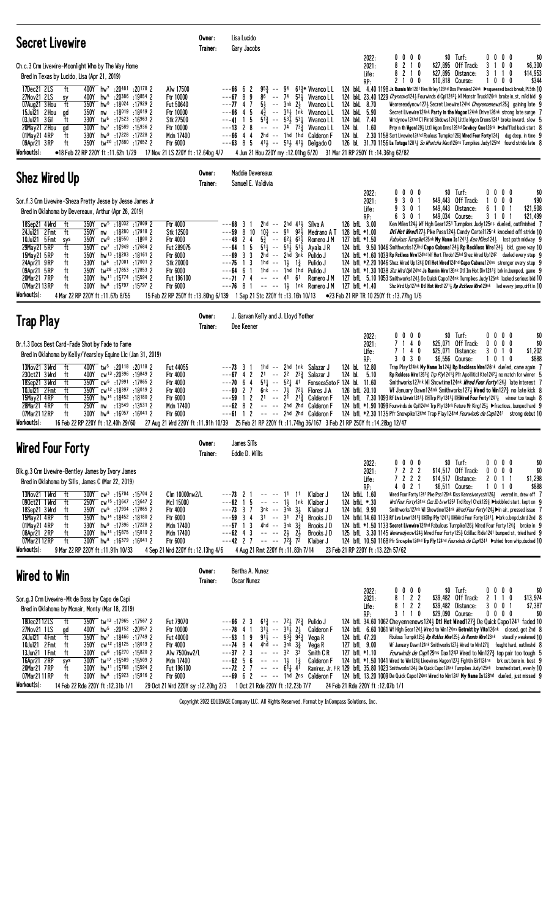## Secret Livewire

Owner: Lisa Lucido
Trainer: Gary Jacobs

Ch.c.3 Crm Livewire-Moonlight Who by The Way Home
Bred in Texas by Lucido, Lisa (Apr 21, 2019)

| | | | | | | | |
|---|---|---|---|---|---|---|---|
| 2022: | 0 0 0 0 | $0 | Turf: | 0 0 0 0 | $0 |
| 2021: | 8 2 1 0 | $27,895 | Off Track: | 3 1 0 0 | $6,300 |
| Life: | 8 2 1 0 | $27,895 | Distance: | 3 1 1 0 | $14,953 |
| RP: | 2 1 0 0 | $10,818 | Course: | 1 0 0 0 | $344 |

17Dec21 2LS ft 400Y hw7 :20481 :20178 2 Alw 17500 ---66 6 2 9 5¾ -- 94 6 1¾* Vivanco L L 124 bkL 4.40 1198 Js Runnin Wr1281 Hes Hrley128hd Dos Pennies124nk ▶squeezed back break,PL5th 10
27Nov21 2LS sy 400Y hw5 :20386 :19854 2 Ftr 10000 ---67 8 9 86 -- 74 5 3¾ Vivanco L L 124 bkL 23.40 1229 Chynnnws124½ Fourwinds d Cpi1242½ Wl Monstr Truck126nk broke in,st, mild bid 9
07Aug21 3Hou ft 350Y hw8 :18024 :17929 2 Fut 50640 ---77 4 7 5½ -- 3nk 2½ Vivanco L L 124 bkL 8.70 Weareready now127½ Secret Livewire124hd Cheyennenews125½ gaining late 9
15Jul21 2Hou gd 350Y nw :18019 :18019 2 Ftr 10000 ---66 4 5 4½ -- 3 1½ 1nk Vivanco L L 124 bkL 5.90 Secret Livewire124nk Party in the Wagon124nk Drive126nk strong late surge 7
03Jul21 3Gil ft 330Y tw5 :17523 :16963 2 Stk 27500 ---41 1 5 5 1¾ -- 5 3½ 5 3¼ Vivanco L L 124 bkL 7.40 Wrdynow124hd Cl Pintd Shdows124½ Little Wgon Drems1241 broke inward, slow 5
20May21 2Hou gd 300Y hw7 :16589 :15936 2 Ftr 10000 ---13 2 8 -- -- 74 7 3¾ Vivanco L L 124 bL 1.60 Prty n th Wgon129½ Lttl Wgon Drms126hd Cowboy Cmo126nk ▶shuffled back start 8
01May21 4RP ft 330Y hw9 :17228 :17228 2 Mdn 17400 ---66 4 4 2hd -- 1hd 1hd Calderon F L 124 bL 2.30 1158 Scrt Livewire124hd Fbulous Turnpike126½ Wired Four Forty124½ dug deep, in time 9
09Apr21 3RP ft 350Y tw20 :17880 :17652 2 Ftr 6000 ---63 8 5 4 1½ -- 5 1½ 4 1½ Delgado O 126 bL 31.70 1156 La Totuga1281½ So Whatcha Want126ns Turnpikes Judy125hd found stride late 8

Workout(s): ●18 Feb 22 RP 220Y ft :11.62h 1/29 17 Nov 21 LS 220Y ft :12.64bg 4/7 4 Jun 21 Hou 220Y my :12.01hg 6/20 31 Mar 21 RP 250Y ft :14.36hg 62/82

## Shez Wired Up

Owner: Maddie Devereaux
Trainer: Samuel E. Valdivia

Sor.f.3 Crm Livewire-Sheza Pretty Jesse by Jesse James Jr
Bred in Oklahoma by Devereaux, Arthur (Apr 26, 2019)

| | | | | | | | |
|---|---|---|---|---|---|---|---|
| 2022: | 0 0 0 0 | $0 | Turf: | 0 0 0 0 | $0 |
| 2021: | 9 3 0 1 | $49,443 | Off Track: | 1 0 0 0 | $90 |
| Life: | 9 3 0 1 | $49,443 | Distance: | 6 1 0 1 | $21,908 |
| RP: | 6 3 0 1 | $49,034 | Course: | 3 1 0 1 | $21,499 |

18Sep21 4Wrd ft 350Y cw5 :18032 :17809 2 Ftr 4000 ---68 3 1 2hd -- 2hd 4 1½ Silva A 126 bfL 3.00 Ken Miles124½ Wf High Gear1251 Turnpikes Judy125ns dueled, outfinished 7
24Jul21 2Fmt ft 350Y nw :18280 :17918 2 Stk 12500 ---59 8 10 10¾ -- 91 9 2½ Medrano A T 128 bfL *1.00 Dtl Hot Wired127½ Pike Pass124½ Candy Cartel125nk knocked off stride 10
10Jul21 5Fmt sys 350Y cw8 :18550 :1800 2 Ftr 4000 ---48 2 4 5¾ -- 6 2½ 6 3½ Romero J M 127 bfL *1.50 Fabulous Turnpike125nk My Name Is1241½ Ken Miles124½ lost path midway 9
29May21 5RP ft 350Y cw7 :17949 :17684 2 Fut 289075 ---64 1 5 5 1¼ -- 5 1½ 5 1½ Ayala J R 124 bfL 9.50 1046 Smithworks127hd Capo Cabana124½ Rp Reckless Wire124½ bid, gave way 10
15May21 5RP ft 350Y hw13 :18203 :18161 2 Ftr 6000 ---69 3 3 2hd -- 2hd 3nk Pulido J 124 bfL *1.60 1039 Rp Rcklss Wire124hd Wf Hert Throb125hd Shez Wired Up124² dueled every step 9
24Apr21 9RP ft 330Y tw5 :17001 :17001 2 Stk 20000 ---75 1 3 1hd -- 1½ 1¾ Pulido J 124 bfL *2.20 1046 Shez Wired Up124¾ Dtl Hot Wired124hd Capo Cabana124ns stronger every step 9
09Apr21 5RP ft 350Y tw28 :17853 :17853 2 Ftr 6000 ---64 6 1 1hd -- 1hd 1hd Pulido J 124 bfL *1.30 1038 Shz Wird Up124hd Js Runnin Wire126nk Dtl Im Hot Dlv1241½ brk in,bumped, game 9
20Mar21 7RP ft 300Y hw11 :15774 :15594 2 Fut 196100 ---71 7 4 -- -- 41 61 Romero J M 127 bfL 5.10 1053 Smithworks124½ De Quick Capo124nk Turnpikes Judy125nk lacked serious bid 10
07Mar21 13RP ft 300Y hw8 :15797 :15797 2 Ftr 6000 ---76 8 1 -- -- 1½ 1nk Romero J M 127 bfL *1.40 Shz Wird Up127nk Dtl Hot Wird1271¼ Rp Rcklss Wire129nk led every jump,drft in 10

Workout(s): 4 Mar 22 RP 220Y ft :11.67b 8/55 15 Feb 22 RP 250Y ft :13.80hg 6/139 1 Sep 21 Stc 220Y ft :13.16h 10/13 ●23 Feb 21 RP TR 10 250Y ft :13.77hg 1/5

## Trap Play

Owner: J. Garvan Kelly and J. Lloyd Yother
Trainer: Dee Keener

Br.f.3 Docs Best Card-Fade Shot by Fade to Fame
Bred in Oklahoma by Kelly/Yearsley Equine Llc (Jan 31, 2019)

| | | | | | | | |
|---|---|---|---|---|---|---|---|
| 2022: | 0 0 0 0 | $0 | Turf: | 0 0 0 0 | $0 |
| 2021: | 7 1 4 0 | $25,071 | Off Track: | 0 0 0 0 | $0 |
| Life: | 7 1 4 0 | $25,071 | Distance: | 3 0 1 0 | $1,202 |
| RP: | 3 0 3 0 | $6,556 | Course: | 1 0 1 0 | $888 |

13Nov21 3Wrd ft 400Y tw5 :20118 :20118 2 Fut 44055 ---73 3 1 1hd -- 2hd 1nk Salazar J 124 bL 12.80 Trap Play124nk My Name Is124½ Rp Reckless Wire126nk dueled, came again 7
23Oct21 3Wrd ft 400Y cw13 :20396 :19849 2 Ftr 4000 ---67 4 2 21 -- 2² 2 3¾ Salazar J 124 bL 5.10 Rp Rckless Wire1263¾ Trp Ply1241½ Pfr Apollitici Kte1242½ no match for winner 5
18Sep21 3Wrd ft 350Y cw5 :17991 :17865 2 Ftr 4000 ---70 6 4 5 1¼ -- 5 2¼ 41 FonsecaSoto F 124 bL 11.60 Smithworks127nk Wl Showtime124nk Wired Four Forty124½ late interest 7
10Jul21 2Fmt ft 350Y cw12 :18397 :18019 2 Ftr 4000 ---60 2 7 6nk -- 7½ 7 2½ Flores J A 126 bfL 20.10 Wf January Dawn124nk Smithworks127½ Wired to Win127¾ no late kick 8
15May21 4RP ft 350Y hw14 :18452 :18180 2 Ftr 6000 ---59 1 2 21 -- 2¹ 2 1¾ Calderon F 124 bfL 7.30 1093 Rf Lvis Livwir1241¾ ☒Trp Ply1241¼ ☒Wired Four Forty1241¼ winner too tough 8
28Mar21 4RP ft 250Y nw :13549 :13531 2 Mdn 17400 ---62 8 2 -- -- 2hd 2hd Calderon F 124 bfL *1.90 1099 Fourwinds de Cpi124hd Trp Ply124nk Feture Mr King125½ ▶fractious, bumped hard 9
07Mar21 12RP ft 300Y hw8 :16057 :16041 2 Ftr 6000 ---61 1 2 -- -- 2hd 2hd Calderon F 124 bfL *2.30 1135 Pfr Snowpike124hd Trap Play124hd Fourwinds de Capi1241 strong debut 10

Workout(s): 16 Feb 22 RP 220Y ft :12.40h 29/60 27 Aug 21 Wrd 220Y ft :11.91h 10/39 25 Feb 21 RP 220Y ft :11.74hg 36/167 3 Feb 21 RP 250Y ft :14.28bg 12/47

## Wired Four Forty

Owner: James Sills
Trainer: Eddie D. Willis

Blk.g.3 Crm Livewire-Bentley James by Ivory James
Bred in Oklahoma by Sills, James C (Mar 22, 2019)

| | | | | | | | |
|---|---|---|---|---|---|---|---|
| 2022: | 0 0 0 0 | $0 | Turf: | 0 0 0 0 | $0 |
| 2021: | 7 2 2 2 | $14,517 | Off Track: | 0 0 0 0 | $0 |
| Life: | 7 2 2 2 | $14,517 | Distance: | 2 0 1 1 | $1,298 |
| RP: | 4 0 2 1 | $6,531 | Course: | 1 0 1 0 | $888 |

13Nov21 1Wrd ft 300Y cw3 :15704 :15704 2 Clm 10000nw2/L ---73 2 1 -- -- 11 11 Klaiber J 124 bfkL 1.60 Wired Four Forty1241 Pike Pss126nk Kiss Kennsivorycsh126½ veered in, drew off 7
09Oct21 1Wrd ft 250Y cw15 :13647 :13647 2 Mcl 15000 ---62 1 5 -- -- 1½ 1nk Klaiber J 124 bfkL *.30 Wrd Four Forty124nk Cuz Ib Lvwr1251 Trd Roy1 Chck129½ ▶bobbled start, kept on 9
18Sep21 3Wrd ft 350Y cw5 :17934 :17865 2 Ftr 4000 ---73 3 7 3nk -- 3nk 3½ Klaiber J 124 bfkL 9.90 Smithworks127nk Wl Showtime124nk Wired Four Forty124½ ▶in air, pressed issue 7
15May21 4RP ft 350Y hw14 :18452 :18180 2 Ftr 6000 ---59 3 4 31 -- 31 2 1¾ Brooks J D 124 bfkL 14.80 1133 Rf Lvs Lvwr1241¾ ☒Trp Ply1241¼ ☒Wird Four Forty1241¼ ▶brk o,bmpd,shrd 2nd 8
01May21 4RP ft 330Y hw9 :17396 :17228 2 Mdn 17400 ---57 1 3 4hd -- 3nk 3¾ Brooks J D 124 bfkL *1.50 1133 Secret Livewire124hd Fabulous Turnpike126¾ Wired Four Forty124½ broke in 9
08Apr21 2RP ft 300Y hw14 :15875 :15810 2 Mdn 17400 ---62 4 3 -- -- 2½ 2½ Brooks J D 125 bfL 3.30 1145 Weereadynow124½ Wired Four Forty125½ Cdillac Ride1241 bumped st, tried hard 9
07Mar21 12RP ft 300Y hw8 :16379 :16041 2 Ftr 6000 ---42 2 7 -- -- 7 2¾ 72 Klaiber J 124 bfL 10.50 1168 Pfr Snowpike124hd Trp Ply124hd Fourwinds de Capi1241 ▶shied from whip,ducked 10

Workout(s): 9 Mar 22 RP 220Y ft :11.91h 10/33 4 Sep 21 Wrd 220Y ft :12.13hg 4/6 4 Aug 21 Rmt 220Y ft :11.83h 7/14 23 Feb 21 RP 220Y ft :13.22h 57/62

## Wired to Win

Owner: Bertha A. Nunez
Trainer: Oscar Nunez

Sor.g.3 Crm Livewire-Mt de Boss by Capo de Capi
Bred in Oklahoma by Mcnair, Monty (Mar 18, 2019)

| | | | | | | | |
|---|---|---|---|---|---|---|---|
| 2022: | 0 0 0 0 | $0 | Turf: | 0 0 0 0 | $0 |
| 2021: | 8 1 2 2 | $39,482 | Off Track: | 2 1 1 0 | $13,974 |
| Life: | 8 1 2 2 | $39,482 | Distance: | 3 0 0 1 | $7,387 |
| RP: | 3 1 1 0 | $29,090 | Course: | 0 0 0 0 | $0 |

18Dec21 12LS ft 350Y tw13 :17965 :17567 2 Fut 79070 ---66 2 3 6 1¾ -- 7 2½ 7 2¾ Pulido J 124 bfL 34.60 1062 Cheyennenews124¾ Dtl Hot Wired127¾ De Quick Capo1241 faded 10
27Nov21 1LS gd 400Y hw5 :20152 :20057 2 Ftr 10000 ---78 4 1 3 1½ -- 3 1½ 2½ Calderon F 124 bfL 6.60 1061 Wf High Gear124½ Wired to Win124ns Getrektt by Vito126nk closed, got 2nd 8
24Jul21 4Fmt ft 350Y hw7 :18466 :17749 2 Fut 40000 ---53 1 9 9 1½ -- 9 3¾ 9 4¾ Vega R 124 bfL 47.20 Fbulous Tnpk125½ Rp Rcklss Wre125½ Js Runin Wre128nk steadily weakened 10
10Jul21 2Fmt ft 350Y cw12 :18125 :18019 2 Ftr 4000 ---74 8 4 4hd -- 3nk 3¾ Vega R 127 bfL 9.00 Wf January Dawn124nk Smithworks127½ Wired to Win127¾ fought hard, outfinshd 8
13Jun21 1Fmt ft 300Y cw6 :16270 :15820 2 Alw 7500nw2/L ---37 2 3 -- -- 32 33 Smith C R 127 bfL *1.10 Fourwinds de Capi129ns Dax1243 Wired to Win127¾ top pair too tough 5
16Apr21 2RP sys 300Y tw17 :15509 :15509 2 Mdn 17400 ---62 5 6 -- -- 1½ 1¾ Calderon F 124 bfL *1.50 1041 Wired to Win124¾ Livewires Wagon127½ Fightin Girl124ns brk out,bore in, best 9
20Mar21 7RP ft 300Y hw11 :15768 :15594 2 Fut 196100 ---72 2 7 -- -- 6 1¼ 41 Ramirez, Jr. F R 129 bfL 35.80 1023 Smithworks124½ De Quick Capo124nk Turnpikes Judy125nk brushed start, evenly 10
07Mar21 11RP ft 300Y hw8 :15923 :15916 2 Ftr 6000 ---69 6 2 -- -- 1hd 2ns Calderon F 124 bfL 13.20 1009 De Quick Capo124ns Wired to Win1241 My Name Is128hd dueled, just missed 9

Workout(s): 14 Feb 22 Rde 220Y ft :12.31b 1/1 29 Oct 21 Wrd 220Y sy :12.20hg 2/3 1 Oct 21 Rde 220Y ft :12.23b 7/7 24 Feb 21 Rde 220Y ft :12.07b 1/1

Copyright 2022 EQUIBASE Company LLC. All Rights Reserved. Format by InCompass Solutions, Inc.